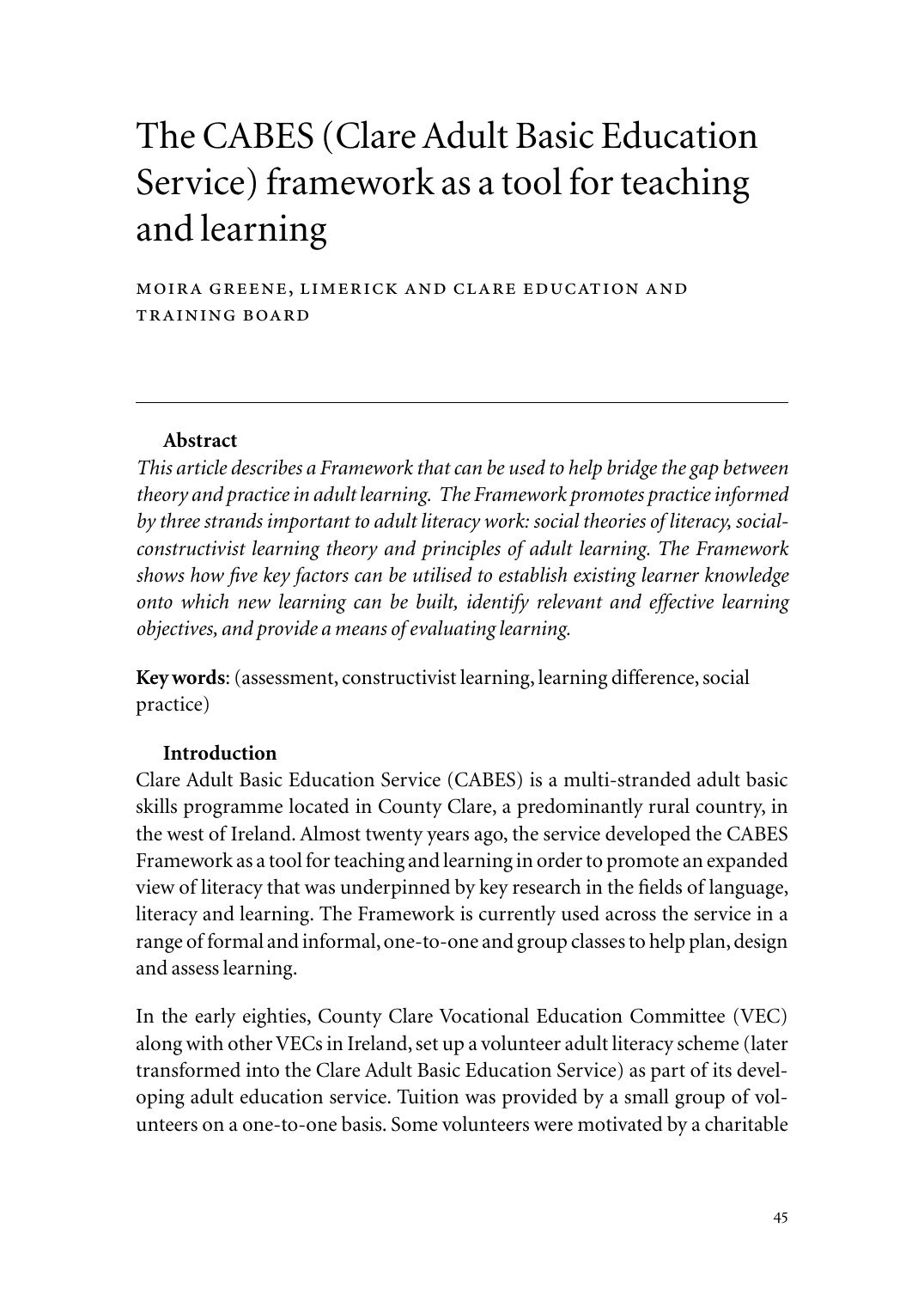# The CABES (Clare Adult Basic Education Service) framework as a tool for teaching and learning

MOIRA GREENE, LIMERICK AND CLARE EDUCATION AND TRAINING BOARD

---

### Abstract

*This article describes a Framework that can be used to help bridge the gap between theory and practice in adult learning. The Framework promotes practice informed by three strands important to adult literacy work: social theories of literacy, social-constructivist learning theory and principles of adult learning. The Framework shows how five key factors can be utilised to establish existing learner knowledge onto which new learning can be built, identify relevant and effective learning objectives, and provide a means of evaluating learning.*

**Key words**: (assessment, constructivist learning, learning difference, social practice)

### Introduction

Clare Adult Basic Education Service (CABES) is a multi-stranded adult basic skills programme located in County Clare, a predominantly rural country, in the west of Ireland. Almost twenty years ago, the service developed the CABES Framework as a tool for teaching and learning in order to promote an expanded view of literacy that was underpinned by key research in the fields of language, literacy and learning. The Framework is currently used across the service in a range of formal and informal, one-to-one and group classes to help plan, design and assess learning.

In the early eighties, County Clare Vocational Education Committee (VEC) along with other VECs in Ireland, set up a volunteer adult literacy scheme (later transformed into the Clare Adult Basic Education Service) as part of its developing adult education service. Tuition was provided by a small group of volunteers on a one-to-one basis. Some volunteers were motivated by a charitable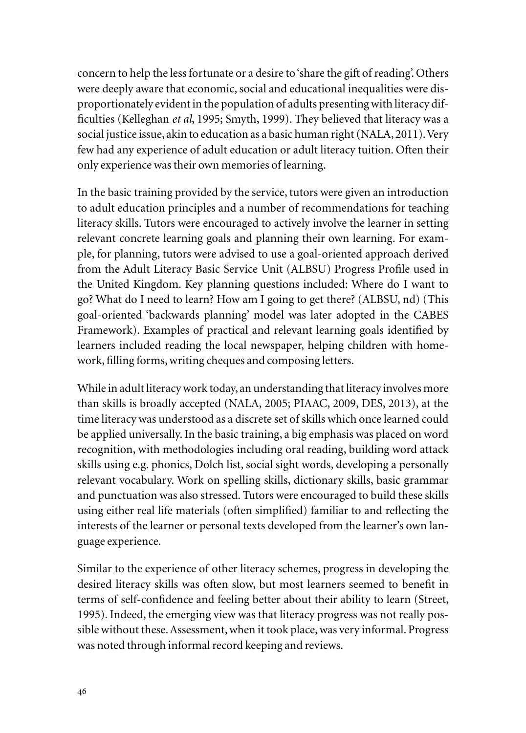concern to help the less fortunate or a desire to 'share the gift of reading'. Others were deeply aware that economic, social and educational inequalities were disproportionately evident in the population of adults presenting with literacy difficulties (Kelleghan *et al*, 1995; Smyth, 1999). They believed that literacy was a social justice issue, akin to education as a basic human right (NALA, 2011). Very few had any experience of adult education or adult literacy tuition. Often their only experience was their own memories of learning.

In the basic training provided by the service, tutors were given an introduction to adult education principles and a number of recommendations for teaching literacy skills. Tutors were encouraged to actively involve the learner in setting relevant concrete learning goals and planning their own learning. For example, for planning, tutors were advised to use a goal-oriented approach derived from the Adult Literacy Basic Service Unit (ALBSU) Progress Profile used in the United Kingdom. Key planning questions included: Where do I want to go? What do I need to learn? How am I going to get there? (ALBSU, nd) (This goal-oriented 'backwards planning' model was later adopted in the CABES Framework). Examples of practical and relevant learning goals identified by learners included reading the local newspaper, helping children with homework, filling forms, writing cheques and composing letters.

While in adult literacy work today, an understanding that literacy involves more than skills is broadly accepted (NALA, 2005; PIAAC, 2009, DES, 2013), at the time literacy was understood as a discrete set of skills which once learned could be applied universally. In the basic training, a big emphasis was placed on word recognition, with methodologies including oral reading, building word attack skills using e.g. phonics, Dolch list, social sight words, developing a personally relevant vocabulary. Work on spelling skills, dictionary skills, basic grammar and punctuation was also stressed. Tutors were encouraged to build these skills using either real life materials (often simplified) familiar to and reflecting the interests of the learner or personal texts developed from the learner's own language experience.

Similar to the experience of other literacy schemes, progress in developing the desired literacy skills was often slow, but most learners seemed to benefit in terms of self-confidence and feeling better about their ability to learn (Street, 1995). Indeed, the emerging view was that literacy progress was not really possible without these. Assessment, when it took place, was very informal. Progress was noted through informal record keeping and reviews.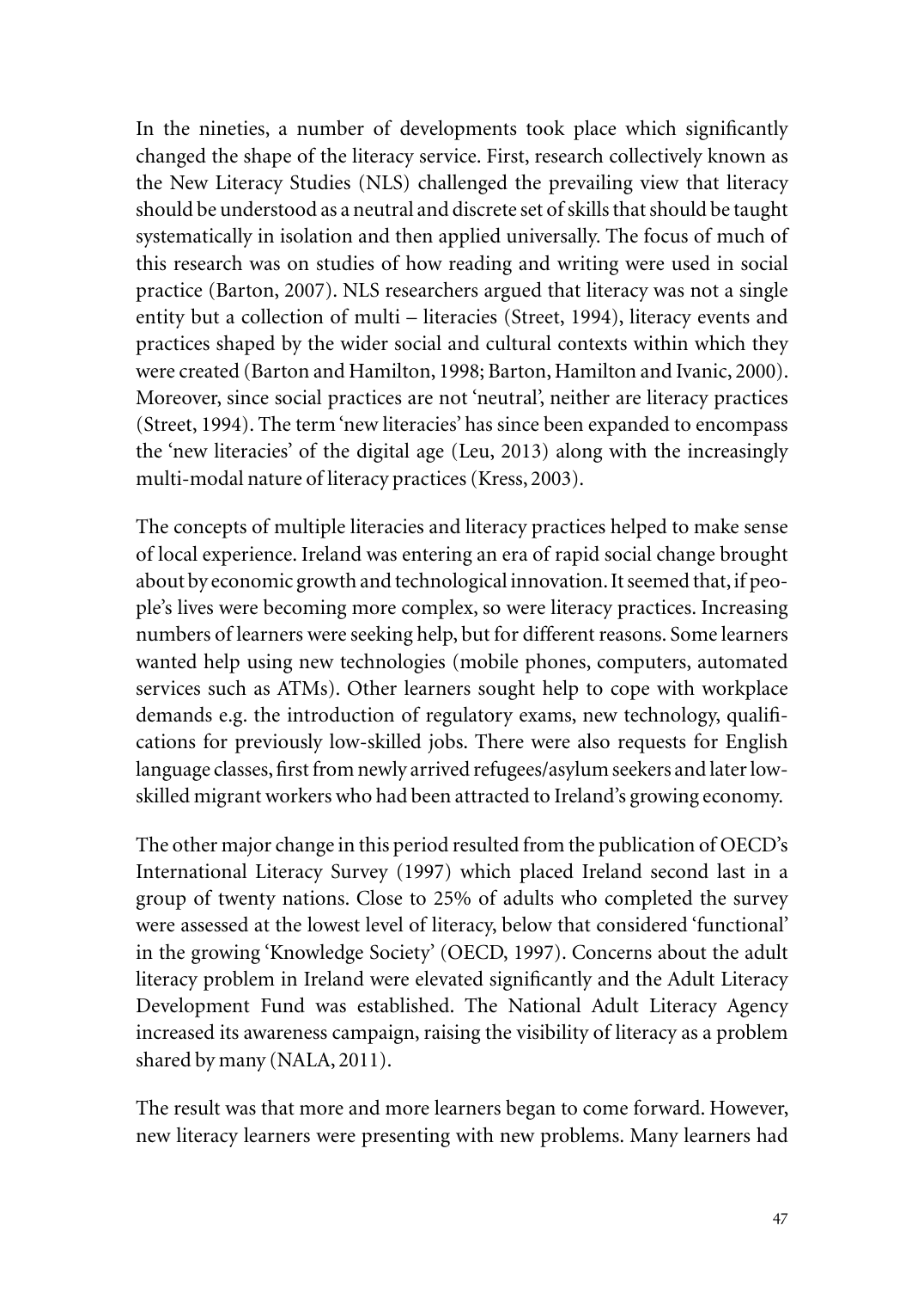In the nineties, a number of developments took place which significantly changed the shape of the literacy service. First, research collectively known as the New Literacy Studies (NLS) challenged the prevailing view that literacy should be understood as a neutral and discrete set of skills that should be taught systematically in isolation and then applied universally. The focus of much of this research was on studies of how reading and writing were used in social practice (Barton, 2007). NLS researchers argued that literacy was not a single entity but a collection of multi – literacies (Street, 1994), literacy events and practices shaped by the wider social and cultural contexts within which they were created (Barton and Hamilton, 1998; Barton, Hamilton and Ivanic, 2000). Moreover, since social practices are not 'neutral', neither are literacy practices (Street, 1994). The term 'new literacies' has since been expanded to encompass the 'new literacies' of the digital age (Leu, 2013) along with the increasingly multi-modal nature of literacy practices (Kress, 2003).

The concepts of multiple literacies and literacy practices helped to make sense of local experience. Ireland was entering an era of rapid social change brought about by economic growth and technological innovation. It seemed that, if people's lives were becoming more complex, so were literacy practices. Increasing numbers of learners were seeking help, but for different reasons. Some learners wanted help using new technologies (mobile phones, computers, automated services such as ATMs). Other learners sought help to cope with workplace demands e.g. the introduction of regulatory exams, new technology, qualifications for previously low-skilled jobs. There were also requests for English language classes, first from newly arrived refugees/asylum seekers and later low-skilled migrant workers who had been attracted to Ireland's growing economy.

The other major change in this period resulted from the publication of OECD's International Literacy Survey (1997) which placed Ireland second last in a group of twenty nations. Close to 25% of adults who completed the survey were assessed at the lowest level of literacy, below that considered 'functional' in the growing 'Knowledge Society' (OECD, 1997). Concerns about the adult literacy problem in Ireland were elevated significantly and the Adult Literacy Development Fund was established. The National Adult Literacy Agency increased its awareness campaign, raising the visibility of literacy as a problem shared by many (NALA, 2011).

The result was that more and more learners began to come forward. However, new literacy learners were presenting with new problems. Many learners had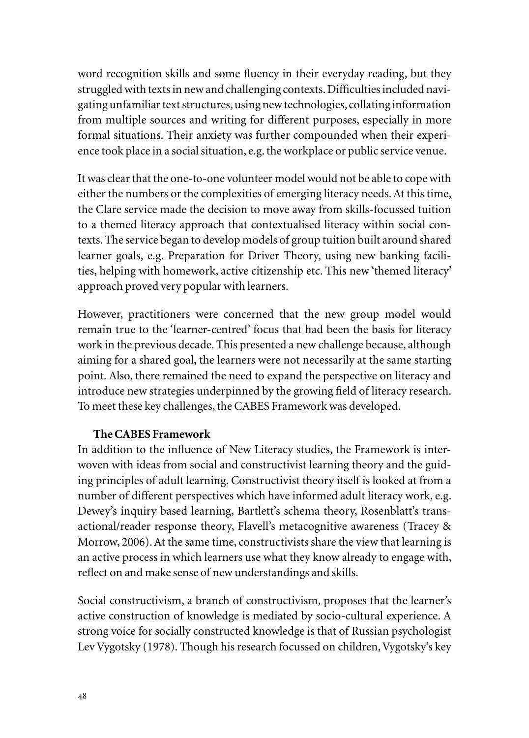word recognition skills and some fluency in their everyday reading, but they struggled with texts in new and challenging contexts. Difficulties included navigating unfamiliar text structures, using new technologies, collating information from multiple sources and writing for different purposes, especially in more formal situations. Their anxiety was further compounded when their experience took place in a social situation, e.g. the workplace or public service venue.

It was clear that the one-to-one volunteer model would not be able to cope with either the numbers or the complexities of emerging literacy needs. At this time, the Clare service made the decision to move away from skills-focussed tuition to a themed literacy approach that contextualised literacy within social contexts. The service began to develop models of group tuition built around shared learner goals, e.g. Preparation for Driver Theory, using new banking facilities, helping with homework, active citizenship etc. This new 'themed literacy' approach proved very popular with learners.

However, practitioners were concerned that the new group model would remain true to the 'learner-centred' focus that had been the basis for literacy work in the previous decade. This presented a new challenge because, although aiming for a shared goal, the learners were not necessarily at the same starting point. Also, there remained the need to expand the perspective on literacy and introduce new strategies underpinned by the growing field of literacy research. To meet these key challenges, the CABES Framework was developed.

### The CABES Framework

In addition to the influence of New Literacy studies, the Framework is interwoven with ideas from social and constructivist learning theory and the guiding principles of adult learning. Constructivist theory itself is looked at from a number of different perspectives which have informed adult literacy work, e.g. Dewey's inquiry based learning, Bartlett's schema theory, Rosenblatt's transactional/reader response theory, Flavell's metacognitive awareness (Tracey & Morrow, 2006). At the same time, constructivists share the view that learning is an active process in which learners use what they know already to engage with, reflect on and make sense of new understandings and skills.

Social constructivism, a branch of constructivism, proposes that the learner's active construction of knowledge is mediated by socio-cultural experience. A strong voice for socially constructed knowledge is that of Russian psychologist Lev Vygotsky (1978). Though his research focussed on children, Vygotsky's key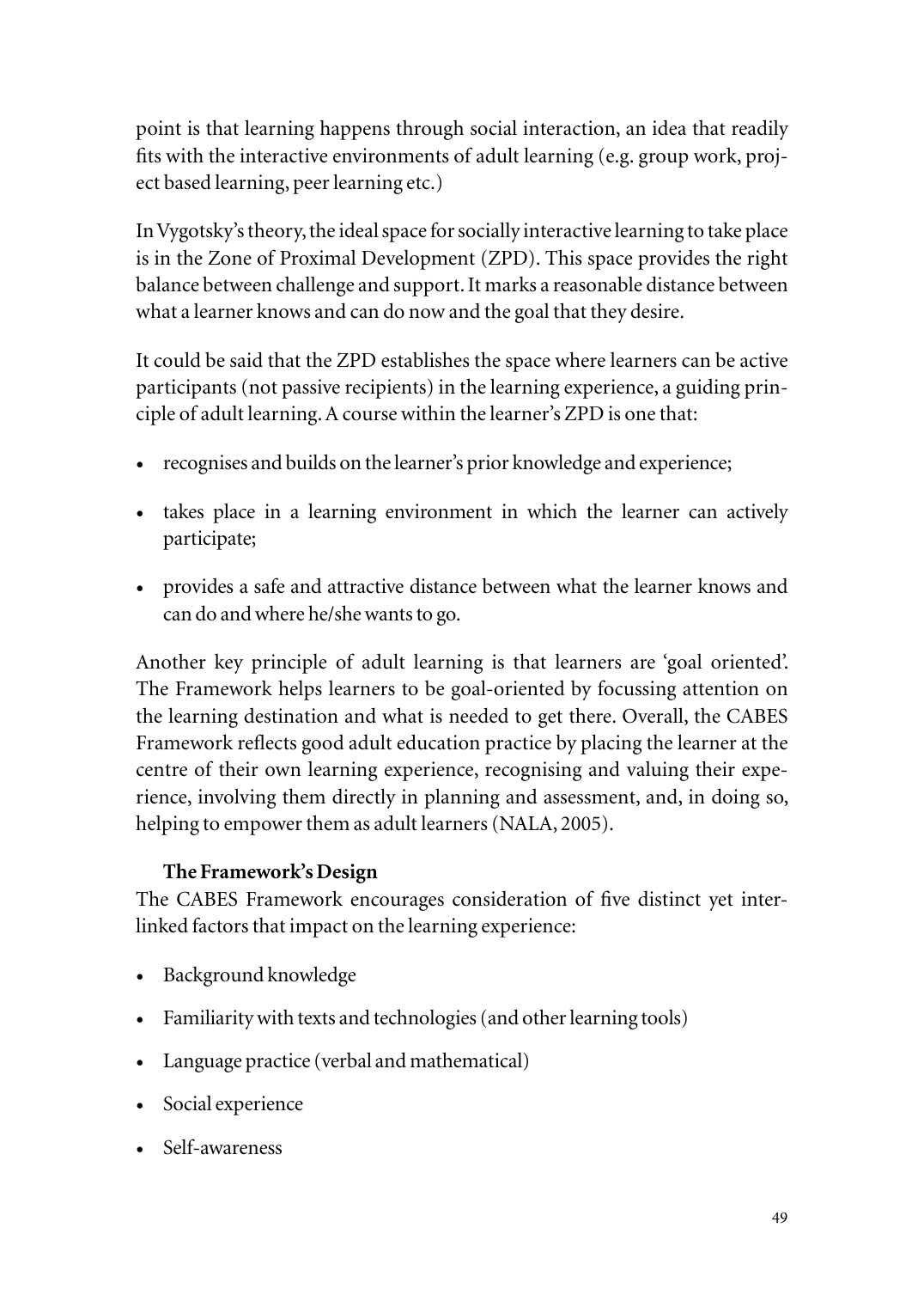point is that learning happens through social interaction, an idea that readily fits with the interactive environments of adult learning (e.g. group work, project based learning, peer learning etc.)

In Vygotsky's theory, the ideal space for socially interactive learning to take place is in the Zone of Proximal Development (ZPD). This space provides the right balance between challenge and support. It marks a reasonable distance between what a learner knows and can do now and the goal that they desire.

It could be said that the ZPD establishes the space where learners can be active participants (not passive recipients) in the learning experience, a guiding principle of adult learning. A course within the learner's ZPD is one that:

- recognises and builds on the learner's prior knowledge and experience;
- takes place in a learning environment in which the learner can actively participate;
- provides a safe and attractive distance between what the learner knows and can do and where he/she wants to go.

Another key principle of adult learning is that learners are 'goal oriented'. The Framework helps learners to be goal-oriented by focussing attention on the learning destination and what is needed to get there. Overall, the CABES Framework reflects good adult education practice by placing the learner at the centre of their own learning experience, recognising and valuing their experience, involving them directly in planning and assessment, and, in doing so, helping to empower them as adult learners (NALA, 2005).

### The Framework's Design

The CABES Framework encourages consideration of five distinct yet interlinked factors that impact on the learning experience:

- Background knowledge
- Familiarity with texts and technologies (and other learning tools)
- Language practice (verbal and mathematical)
- Social experience
- Self-awareness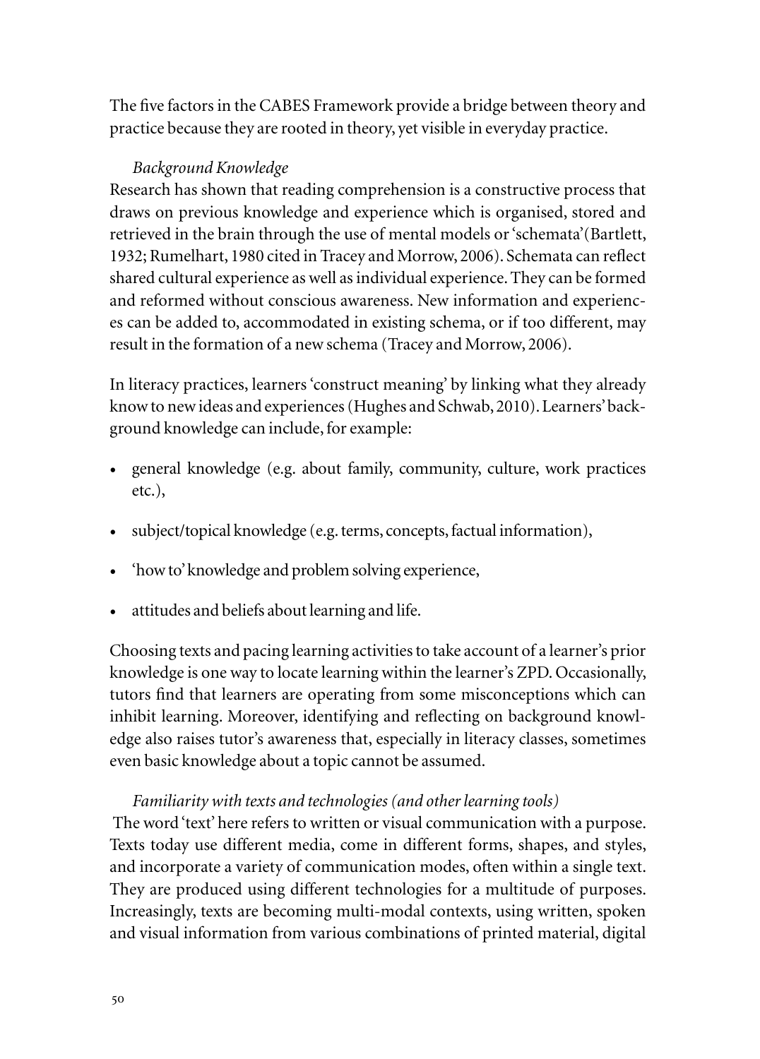The five factors in the CABES Framework provide a bridge between theory and practice because they are rooted in theory, yet visible in everyday practice.

### *Background Knowledge*

Research has shown that reading comprehension is a constructive process that draws on previous knowledge and experience which is organised, stored and retrieved in the brain through the use of mental models or 'schemata'(Bartlett, 1932; Rumelhart, 1980 cited in Tracey and Morrow, 2006). Schemata can reflect shared cultural experience as well as individual experience. They can be formed and reformed without conscious awareness. New information and experiences can be added to, accommodated in existing schema, or if too different, may result in the formation of a new schema (Tracey and Morrow, 2006).

In literacy practices, learners 'construct meaning' by linking what they already know to new ideas and experiences (Hughes and Schwab, 2010). Learners' background knowledge can include, for example:

- general knowledge (e.g. about family, community, culture, work practices etc.),
- subject/topical knowledge (e.g. terms, concepts, factual information),
- 'how to' knowledge and problem solving experience,
- attitudes and beliefs about learning and life.

Choosing texts and pacing learning activities to take account of a learner's prior knowledge is one way to locate learning within the learner's ZPD. Occasionally, tutors find that learners are operating from some misconceptions which can inhibit learning. Moreover, identifying and reflecting on background knowledge also raises tutor's awareness that, especially in literacy classes, sometimes even basic knowledge about a topic cannot be assumed.

### *Familiarity with texts and technologies (and other learning tools)*

The word 'text' here refers to written or visual communication with a purpose. Texts today use different media, come in different forms, shapes, and styles, and incorporate a variety of communication modes, often within a single text. They are produced using different technologies for a multitude of purposes. Increasingly, texts are becoming multi-modal contexts, using written, spoken and visual information from various combinations of printed material, digital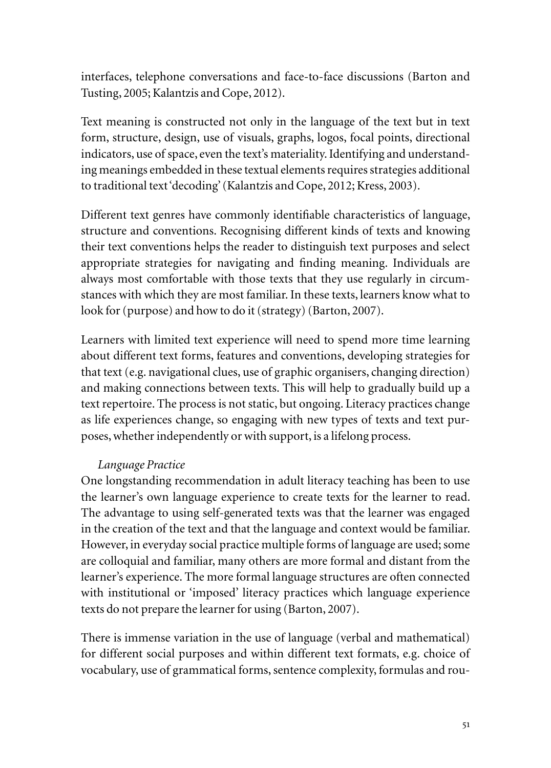interfaces, telephone conversations and face-to-face discussions (Barton and Tusting, 2005; Kalantzis and Cope, 2012).

Text meaning is constructed not only in the language of the text but in text form, structure, design, use of visuals, graphs, logos, focal points, directional indicators, use of space, even the text's materiality. Identifying and understanding meanings embedded in these textual elements requires strategies additional to traditional text 'decoding' (Kalantzis and Cope, 2012; Kress, 2003).

Different text genres have commonly identifiable characteristics of language, structure and conventions. Recognising different kinds of texts and knowing their text conventions helps the reader to distinguish text purposes and select appropriate strategies for navigating and finding meaning. Individuals are always most comfortable with those texts that they use regularly in circumstances with which they are most familiar. In these texts, learners know what to look for (purpose) and how to do it (strategy) (Barton, 2007).

Learners with limited text experience will need to spend more time learning about different text forms, features and conventions, developing strategies for that text (e.g. navigational clues, use of graphic organisers, changing direction) and making connections between texts. This will help to gradually build up a text repertoire. The process is not static, but ongoing. Literacy practices change as life experiences change, so engaging with new types of texts and text purposes, whether independently or with support, is a lifelong process.

*Language Practice*

One longstanding recommendation in adult literacy teaching has been to use the learner's own language experience to create texts for the learner to read. The advantage to using self-generated texts was that the learner was engaged in the creation of the text and that the language and context would be familiar. However, in everyday social practice multiple forms of language are used; some are colloquial and familiar, many others are more formal and distant from the learner's experience. The more formal language structures are often connected with institutional or 'imposed' literacy practices which language experience texts do not prepare the learner for using (Barton, 2007).

There is immense variation in the use of language (verbal and mathematical) for different social purposes and within different text formats, e.g. choice of vocabulary, use of grammatical forms, sentence complexity, formulas and rou-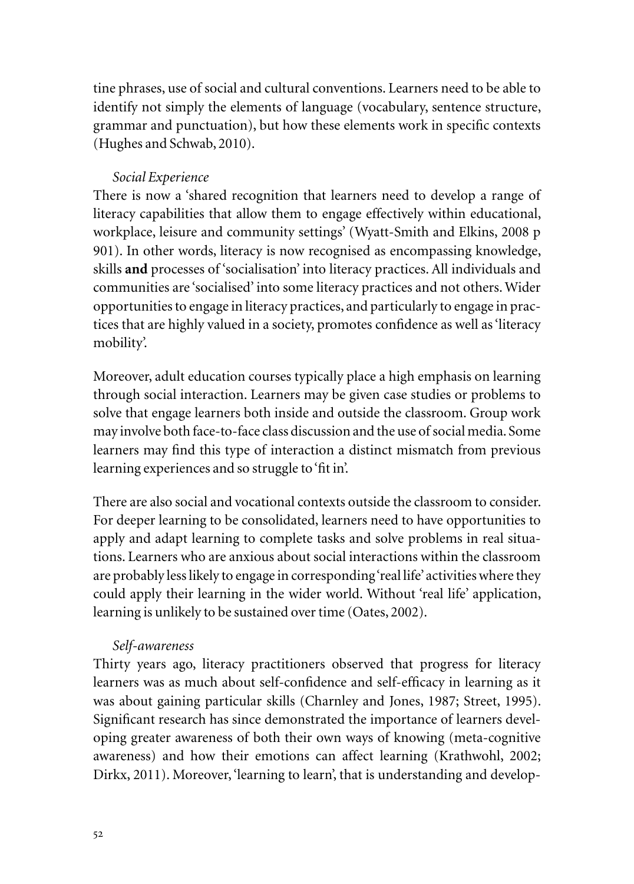tine phrases, use of social and cultural conventions. Learners need to be able to identify not simply the elements of language (vocabulary, sentence structure, grammar and punctuation), but how these elements work in specific contexts (Hughes and Schwab, 2010).

*Social Experience*

There is now a 'shared recognition that learners need to develop a range of literacy capabilities that allow them to engage effectively within educational, workplace, leisure and community settings' (Wyatt-Smith and Elkins, 2008 p 901). In other words, literacy is now recognised as encompassing knowledge, skills **and** processes of 'socialisation' into literacy practices. All individuals and communities are 'socialised' into some literacy practices and not others. Wider opportunities to engage in literacy practices, and particularly to engage in practices that are highly valued in a society, promotes confidence as well as 'literacy mobility'.

Moreover, adult education courses typically place a high emphasis on learning through social interaction. Learners may be given case studies or problems to solve that engage learners both inside and outside the classroom. Group work may involve both face-to-face class discussion and the use of social media. Some learners may find this type of interaction a distinct mismatch from previous learning experiences and so struggle to 'fit in'.

There are also social and vocational contexts outside the classroom to consider. For deeper learning to be consolidated, learners need to have opportunities to apply and adapt learning to complete tasks and solve problems in real situations. Learners who are anxious about social interactions within the classroom are probably less likely to engage in corresponding 'real life' activities where they could apply their learning in the wider world. Without 'real life' application, learning is unlikely to be sustained over time (Oates, 2002).

*Self-awareness*

Thirty years ago, literacy practitioners observed that progress for literacy learners was as much about self-confidence and self-efficacy in learning as it was about gaining particular skills (Charnley and Jones, 1987; Street, 1995). Significant research has since demonstrated the importance of learners developing greater awareness of both their own ways of knowing (meta-cognitive awareness) and how their emotions can affect learning (Krathwohl, 2002; Dirkx, 2011). Moreover, 'learning to learn', that is understanding and develop-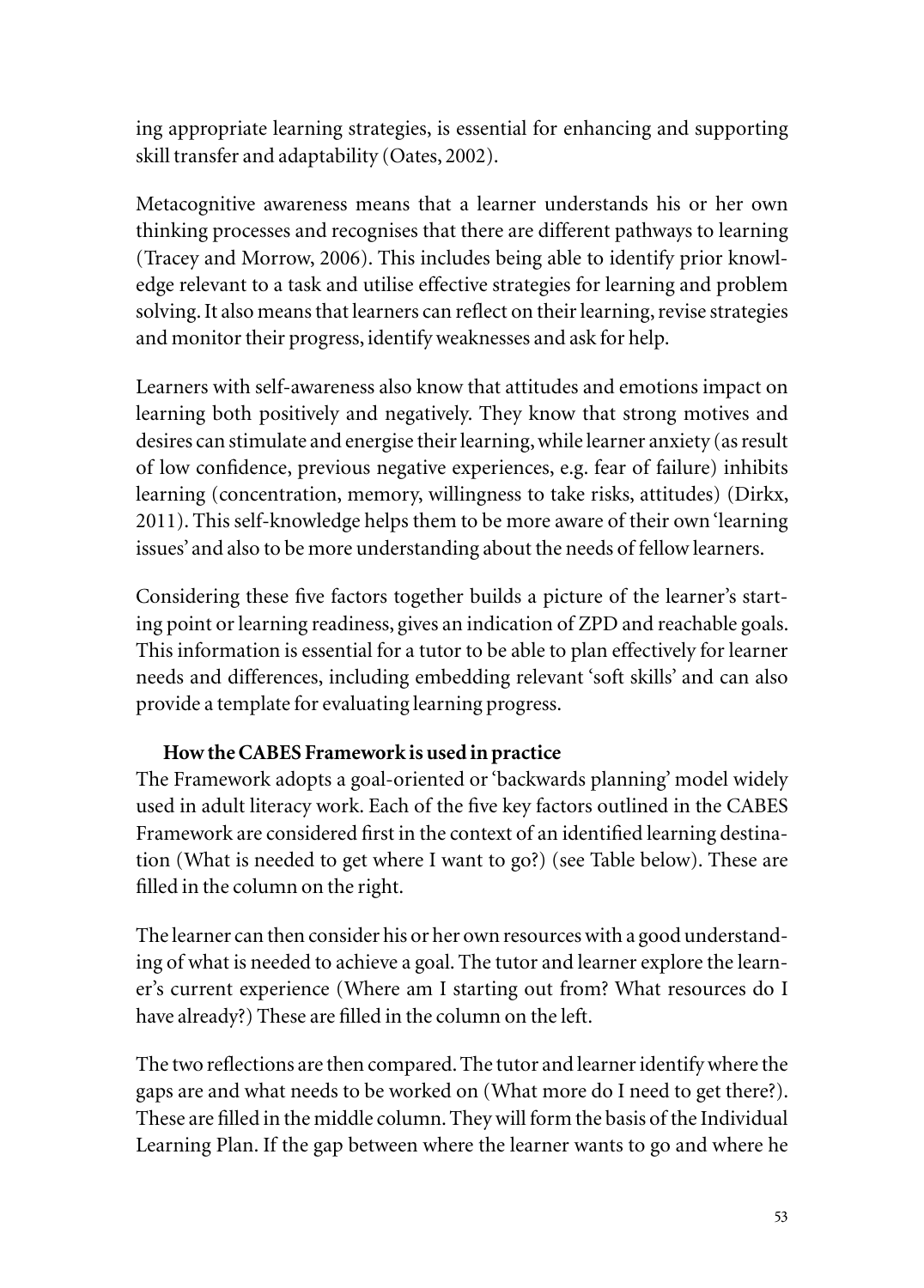ing appropriate learning strategies, is essential for enhancing and supporting skill transfer and adaptability (Oates, 2002).

Metacognitive awareness means that a learner understands his or her own thinking processes and recognises that there are different pathways to learning (Tracey and Morrow, 2006). This includes being able to identify prior knowledge relevant to a task and utilise effective strategies for learning and problem solving. It also means that learners can reflect on their learning, revise strategies and monitor their progress, identify weaknesses and ask for help.

Learners with self-awareness also know that attitudes and emotions impact on learning both positively and negatively. They know that strong motives and desires can stimulate and energise their learning, while learner anxiety (as result of low confidence, previous negative experiences, e.g. fear of failure) inhibits learning (concentration, memory, willingness to take risks, attitudes) (Dirkx, 2011). This self-knowledge helps them to be more aware of their own 'learning issues' and also to be more understanding about the needs of fellow learners.

Considering these five factors together builds a picture of the learner's starting point or learning readiness, gives an indication of ZPD and reachable goals. This information is essential for a tutor to be able to plan effectively for learner needs and differences, including embedding relevant 'soft skills' and can also provide a template for evaluating learning progress.

### How the CABES Framework is used in practice

The Framework adopts a goal-oriented or 'backwards planning' model widely used in adult literacy work. Each of the five key factors outlined in the CABES Framework are considered first in the context of an identified learning destination (What is needed to get where I want to go?) (see Table below). These are filled in the column on the right.

The learner can then consider his or her own resources with a good understanding of what is needed to achieve a goal. The tutor and learner explore the learner's current experience (Where am I starting out from? What resources do I have already?) These are filled in the column on the left.

The two reflections are then compared. The tutor and learner identify where the gaps are and what needs to be worked on (What more do I need to get there?). These are filled in the middle column. They will form the basis of the Individual Learning Plan. If the gap between where the learner wants to go and where he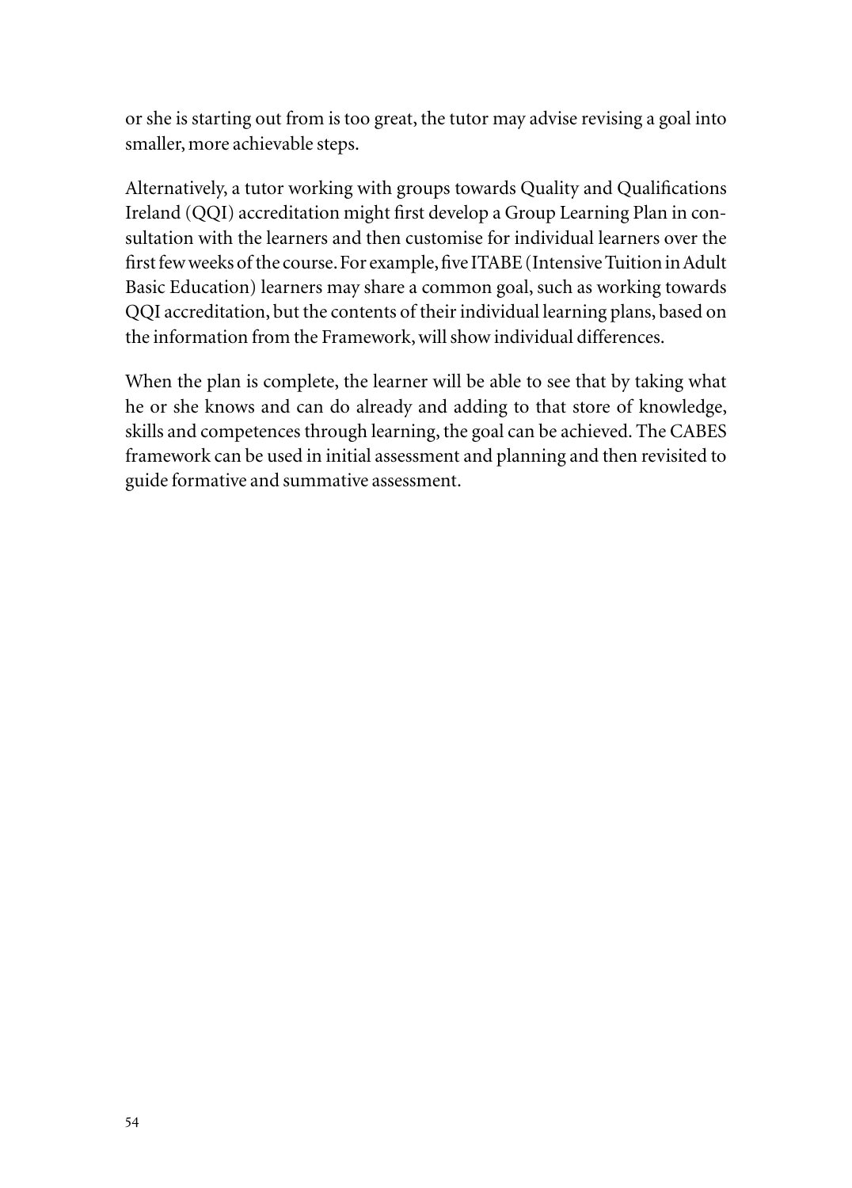or she is starting out from is too great, the tutor may advise revising a goal into smaller, more achievable steps.

Alternatively, a tutor working with groups towards Quality and Qualifications Ireland (QQI) accreditation might first develop a Group Learning Plan in consultation with the learners and then customise for individual learners over the first few weeks of the course. For example, five ITABE (Intensive Tuition in Adult Basic Education) learners may share a common goal, such as working towards QQI accreditation, but the contents of their individual learning plans, based on the information from the Framework, will show individual differences.

When the plan is complete, the learner will be able to see that by taking what he or she knows and can do already and adding to that store of knowledge, skills and competences through learning, the goal can be achieved. The CABES framework can be used in initial assessment and planning and then revisited to guide formative and summative assessment.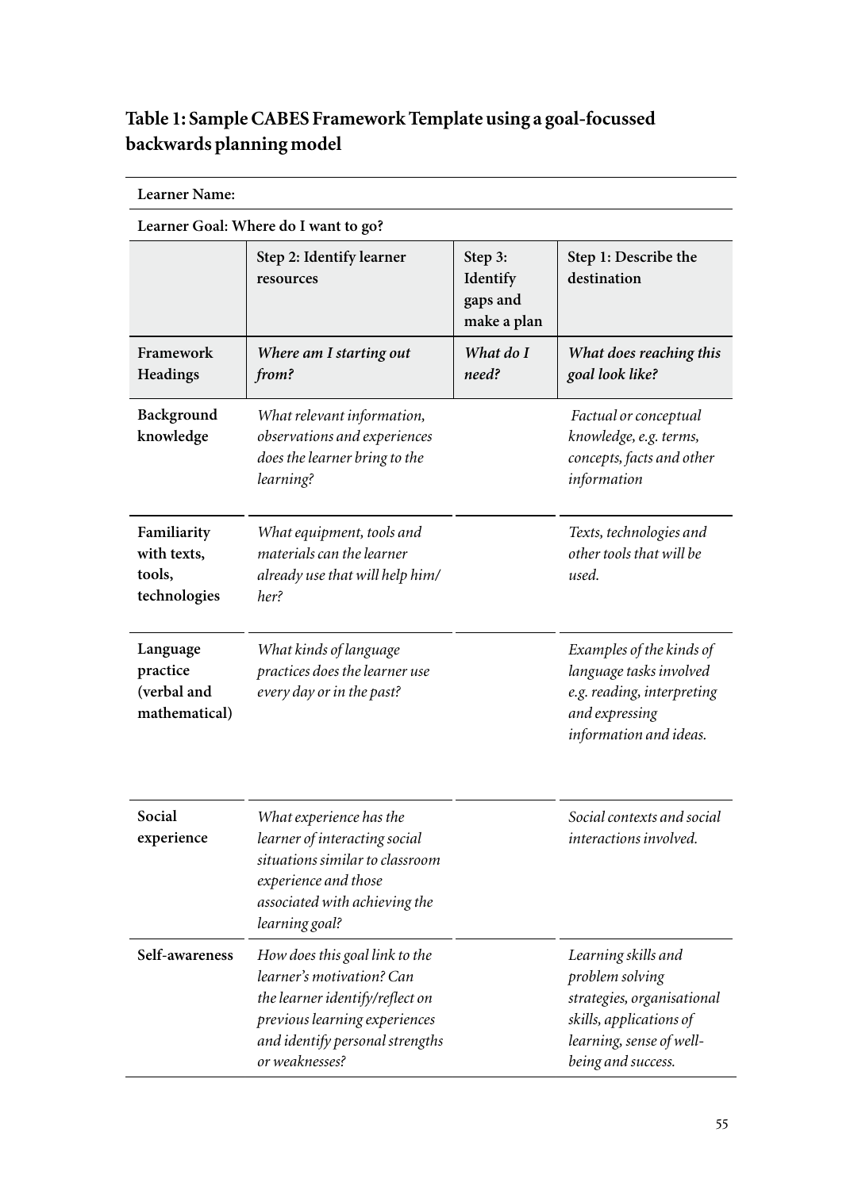**Table 1: Sample CABES Framework Template using a goal-focussed backwards planning model**

| **Learner Name:** | | | |
|---|---|---|---|
| **Learner Goal: Where do I want to go?** | | | |
| | **Step 2: Identify learner resources** | **Step 3: Identify gaps and make a plan** | **Step 1: Describe the destination** |
| **Framework Headings** | ***Where am I starting out from?*** | ***What do I need?*** | ***What does reaching this goal look like?*** |
| **Background knowledge** | *What relevant information, observations and experiences does the learner bring to the learning?* | | *Factual or conceptual knowledge, e.g. terms, concepts, facts and other information* |
| **Familiarity with texts, tools, technologies** | *What equipment, tools and materials can the learner already use that will help him/her?* | | *Texts, technologies and other tools that will be used.* |
| **Language practice (verbal and mathematical)** | *What kinds of language practices does the learner use every day or in the past?* | | *Examples of the kinds of language tasks involved e.g. reading, interpreting and expressing information and ideas.* |
| **Social experience** | *What experience has the learner of interacting social situations similar to classroom experience and those associated with achieving the learning goal?* | | *Social contexts and social interactions involved.* |
| **Self-awareness** | *How does this goal link to the learner's motivation? Can the learner identify/reflect on previous learning experiences and identify personal strengths or weaknesses?* | | *Learning skills and problem solving strategies, organisational skills, applications of learning, sense of well-being and success.* |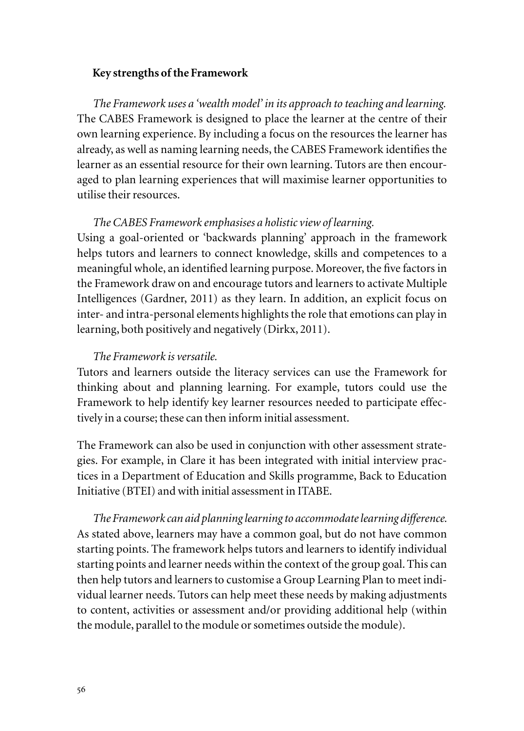**Key strengths of the Framework**

*The Framework uses a 'wealth model' in its approach to teaching and learning.* The CABES Framework is designed to place the learner at the centre of their own learning experience. By including a focus on the resources the learner has already, as well as naming learning needs, the CABES Framework identifies the learner as an essential resource for their own learning. Tutors are then encouraged to plan learning experiences that will maximise learner opportunities to utilise their resources.

*The CABES Framework emphasises a holistic view of learning.*
Using a goal-oriented or 'backwards planning' approach in the framework helps tutors and learners to connect knowledge, skills and competences to a meaningful whole, an identified learning purpose. Moreover, the five factors in the Framework draw on and encourage tutors and learners to activate Multiple Intelligences (Gardner, 2011) as they learn. In addition, an explicit focus on inter- and intra-personal elements highlights the role that emotions can play in learning, both positively and negatively (Dirkx, 2011).

*The Framework is versatile.*
Tutors and learners outside the literacy services can use the Framework for thinking about and planning learning. For example, tutors could use the Framework to help identify key learner resources needed to participate effectively in a course; these can then inform initial assessment.

The Framework can also be used in conjunction with other assessment strategies. For example, in Clare it has been integrated with initial interview practices in a Department of Education and Skills programme, Back to Education Initiative (BTEI) and with initial assessment in ITABE.

*The Framework can aid planning learning to accommodate learning difference.*
As stated above, learners may have a common goal, but do not have common starting points. The framework helps tutors and learners to identify individual starting points and learner needs within the context of the group goal. This can then help tutors and learners to customise a Group Learning Plan to meet individual learner needs. Tutors can help meet these needs by making adjustments to content, activities or assessment and/or providing additional help (within the module, parallel to the module or sometimes outside the module).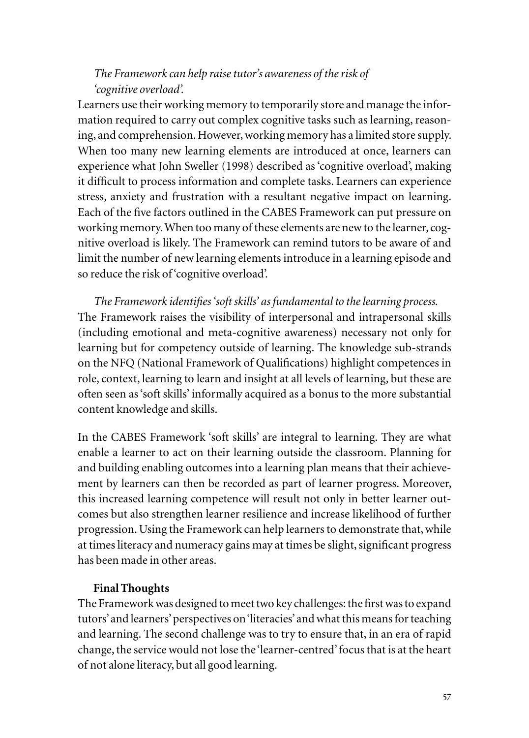*The Framework can help raise tutor's awareness of the risk of 'cognitive overload'.*

Learners use their working memory to temporarily store and manage the information required to carry out complex cognitive tasks such as learning, reasoning, and comprehension. However, working memory has a limited store supply. When too many new learning elements are introduced at once, learners can experience what John Sweller (1998) described as 'cognitive overload', making it difficult to process information and complete tasks. Learners can experience stress, anxiety and frustration with a resultant negative impact on learning. Each of the five factors outlined in the CABES Framework can put pressure on working memory. When too many of these elements are new to the learner, cognitive overload is likely. The Framework can remind tutors to be aware of and limit the number of new learning elements introduce in a learning episode and so reduce the risk of 'cognitive overload'.

*The Framework identifies 'soft skills' as fundamental to the learning process.*

The Framework raises the visibility of interpersonal and intrapersonal skills (including emotional and meta-cognitive awareness) necessary not only for learning but for competency outside of learning. The knowledge sub-strands on the NFQ (National Framework of Qualifications) highlight competences in role, context, learning to learn and insight at all levels of learning, but these are often seen as 'soft skills' informally acquired as a bonus to the more substantial content knowledge and skills.

In the CABES Framework 'soft skills' are integral to learning. They are what enable a learner to act on their learning outside the classroom. Planning for and building enabling outcomes into a learning plan means that their achievement by learners can then be recorded as part of learner progress. Moreover, this increased learning competence will result not only in better learner outcomes but also strengthen learner resilience and increase likelihood of further progression. Using the Framework can help learners to demonstrate that, while at times literacy and numeracy gains may at times be slight, significant progress has been made in other areas.

## Final Thoughts

The Framework was designed to meet two key challenges: the first was to expand tutors' and learners' perspectives on 'literacies' and what this means for teaching and learning. The second challenge was to try to ensure that, in an era of rapid change, the service would not lose the 'learner-centred' focus that is at the heart of not alone literacy, but all good learning.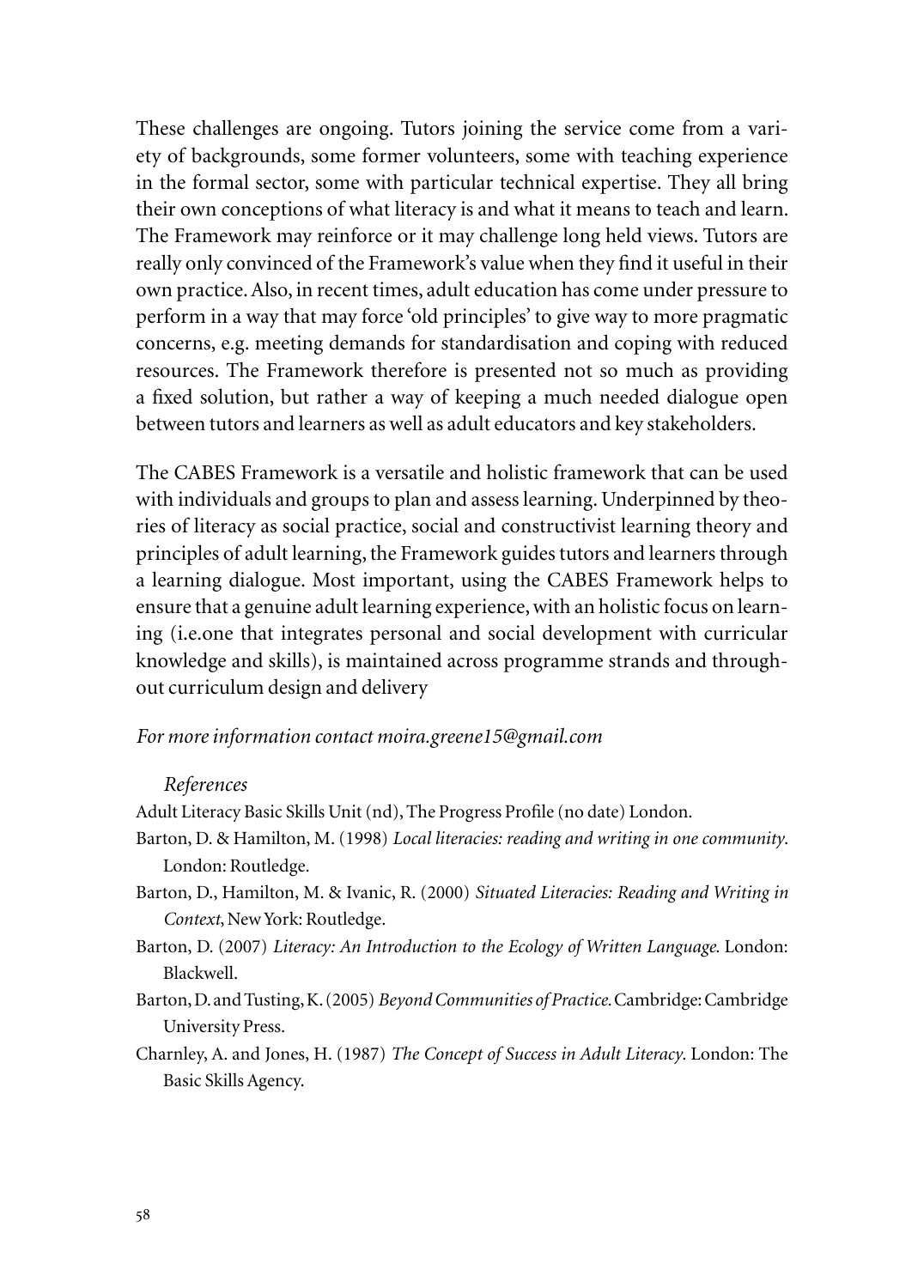These challenges are ongoing. Tutors joining the service come from a variety of backgrounds, some former volunteers, some with teaching experience in the formal sector, some with particular technical expertise. They all bring their own conceptions of what literacy is and what it means to teach and learn. The Framework may reinforce or it may challenge long held views. Tutors are really only convinced of the Framework's value when they find it useful in their own practice. Also, in recent times, adult education has come under pressure to perform in a way that may force 'old principles' to give way to more pragmatic concerns, e.g. meeting demands for standardisation and coping with reduced resources. The Framework therefore is presented not so much as providing a fixed solution, but rather a way of keeping a much needed dialogue open between tutors and learners as well as adult educators and key stakeholders.

The CABES Framework is a versatile and holistic framework that can be used with individuals and groups to plan and assess learning. Underpinned by theories of literacy as social practice, social and constructivist learning theory and principles of adult learning, the Framework guides tutors and learners through a learning dialogue. Most important, using the CABES Framework helps to ensure that a genuine adult learning experience, with an holistic focus on learning (i.e.one that integrates personal and social development with curricular knowledge and skills), is maintained across programme strands and throughout curriculum design and delivery

*For more information contact moira.greene15@gmail.com*

*References*

Adult Literacy Basic Skills Unit (nd), The Progress Profile (no date) London.

Barton, D. & Hamilton, M. (1998) *Local literacies: reading and writing in one community*. London: Routledge.

Barton, D., Hamilton, M. & Ivanic, R. (2000) *Situated Literacies: Reading and Writing in Context*, New York: Routledge.

Barton, D. (2007) *Literacy: An Introduction to the Ecology of Written Language*. London: Blackwell.

Barton, D. and Tusting, K. (2005) *Beyond Communities of Practice*. Cambridge: Cambridge University Press.

Charnley, A. and Jones, H. (1987) *The Concept of Success in Adult Literacy*. London: The Basic Skills Agency.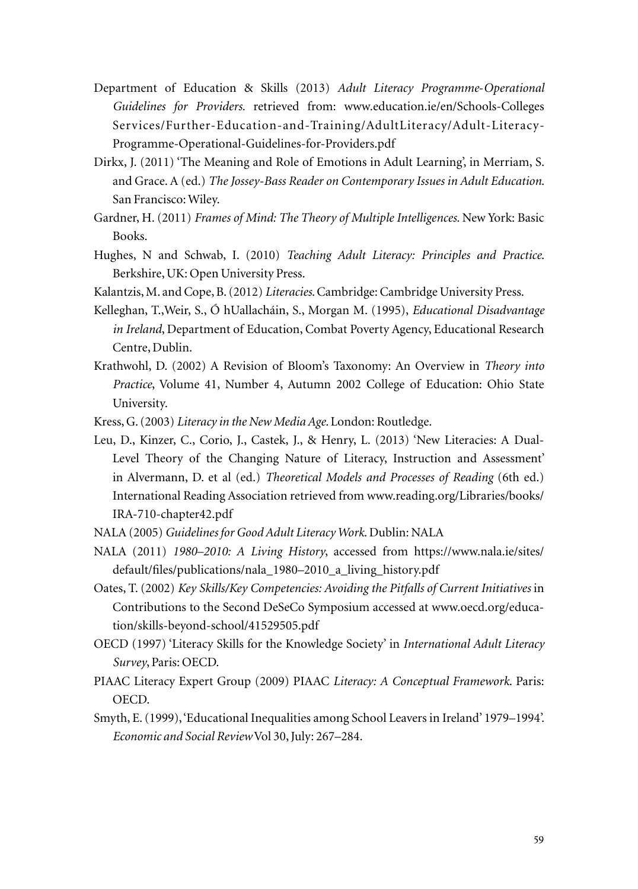Department of Education & Skills (2013) *Adult Literacy Programme-Operational Guidelines for Providers.* retrieved from: www.education.ie/en/Schools-Colleges Services/Further-Education-and-Training/AdultLiteracy/Adult-Literacy-Programme-Operational-Guidelines-for-Providers.pdf

Dirkx, J. (2011) 'The Meaning and Role of Emotions in Adult Learning', in Merriam, S. and Grace. A (ed.) *The Jossey-Bass Reader on Contemporary Issues in Adult Education.* San Francisco: Wiley.

Gardner, H. (2011) *Frames of Mind: The Theory of Multiple Intelligences.* New York: Basic Books.

Hughes, N and Schwab, I. (2010) *Teaching Adult Literacy: Principles and Practice.* Berkshire, UK: Open University Press.

Kalantzis, M. and Cope, B. (2012) *Literacies.* Cambridge: Cambridge University Press.

Kelleghan, T.,Weir, S., Ó hUallacháin, S., Morgan M. (1995), *Educational Disadvantage in Ireland*, Department of Education, Combat Poverty Agency, Educational Research Centre, Dublin.

Krathwohl, D. (2002) A Revision of Bloom's Taxonomy: An Overview in *Theory into Practice*, Volume 41, Number 4, Autumn 2002 College of Education: Ohio State University.

Kress, G. (2003) *Literacy in the New Media Age.* London: Routledge.

Leu, D., Kinzer, C., Corio, J., Castek, J., & Henry, L. (2013) 'New Literacies: A Dual-Level Theory of the Changing Nature of Literacy, Instruction and Assessment' in Alvermann, D. et al (ed.) *Theoretical Models and Processes of Reading* (6th ed.) International Reading Association retrieved from www.reading.org/Libraries/books/IRA-710-chapter42.pdf

NALA (2005) *Guidelines for Good Adult Literacy Work.* Dublin: NALA

NALA (2011) *1980–2010: A Living History*, accessed from https://www.nala.ie/sites/default/files/publications/nala_1980–2010_a_living_history.pdf

Oates, T. (2002) *Key Skills/Key Competencies: Avoiding the Pitfalls of Current Initiatives* in Contributions to the Second DeSeCo Symposium accessed at www.oecd.org/education/skills-beyond-school/41529505.pdf

OECD (1997) 'Literacy Skills for the Knowledge Society' in *International Adult Literacy Survey*, Paris: OECD.

PIAAC Literacy Expert Group (2009) PIAAC *Literacy: A Conceptual Framework.* Paris: OECD.

Smyth, E. (1999), 'Educational Inequalities among School Leavers in Ireland' 1979–1994'. *Economic and Social Review* Vol 30, July: 267–284.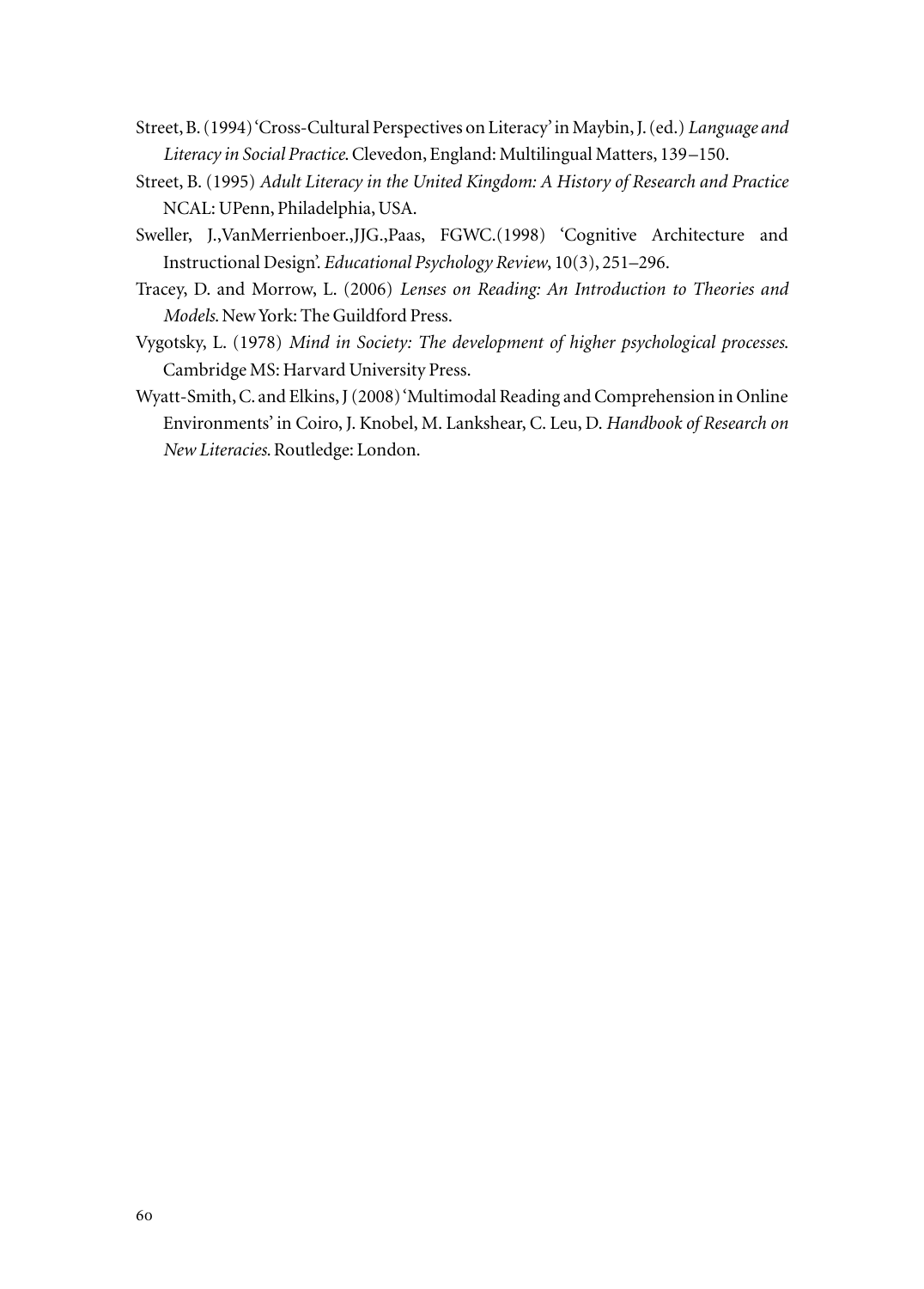Street, B. (1994) 'Cross-Cultural Perspectives on Literacy' in Maybin, J. (ed.) *Language and Literacy in Social Practice*. Clevedon, England: Multilingual Matters, 139–150.

Street, B. (1995) *Adult Literacy in the United Kingdom: A History of Research and Practice* NCAL: UPenn, Philadelphia, USA.

Sweller, J.,VanMerrienboer.,JJG.,Paas, FGWC.(1998) 'Cognitive Architecture and Instructional Design'. *Educational Psychology Review*, 10(3), 251–296.

Tracey, D. and Morrow, L. (2006) *Lenses on Reading: An Introduction to Theories and Models*. New York: The Guildford Press.

Vygotsky, L. (1978) *Mind in Society: The development of higher psychological processes*. Cambridge MS: Harvard University Press.

Wyatt-Smith, C. and Elkins, J (2008) 'Multimodal Reading and Comprehension in Online Environments' in Coiro, J. Knobel, M. Lankshear, C. Leu, D. *Handbook of Research on New Literacies*. Routledge: London.